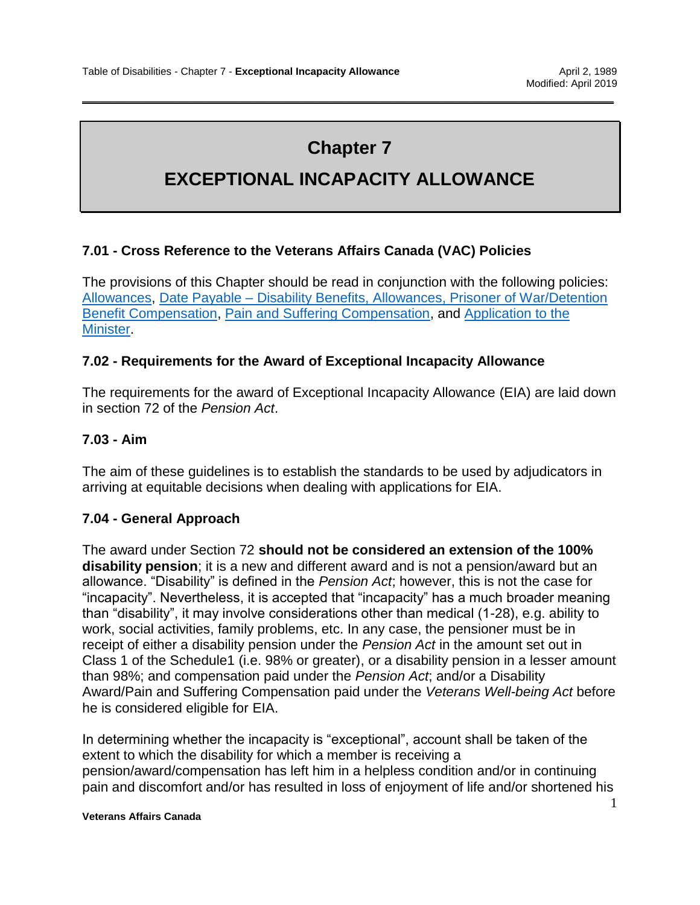# Chapter 7

# EXCEPTIONAL INCAPACITY ALLOWANCE

### 7.01 - Cross Reference to the Veterans Affairs Canada (VAC) Policies

The provisions of this Chapter should be read in conjunction with the following policies: Allowances, Date Payable – Disability Benefits, Allowances, Prisoner of War/Detention Benefit Compensation, Pain and Suffering Compensation, and Application to the Minister.

### 7.02 - Requirements for the Award of Exceptional Incapacity Allowance

The requirements for the award of Exceptional Incapacity Allowance (EIA) are laid down in section 72 of the *Pension Act*.

### 7.03 - Aim

The aim of these guidelines is to establish the standards to be used by adjudicators in arriving at equitable decisions when dealing with applications for EIA.

### 7.04 - General Approach

The award under Section 72 **should not be considered an extension of the 100% disability pension**; it is a new and different award and is not a pension/award but an allowance. "Disability" is defined in the *Pension Act*; however, this is not the case for "incapacity". Nevertheless, it is accepted that "incapacity" has a much broader meaning than "disability", it may involve considerations other than medical (1-28), e.g. ability to work, social activities, family problems, etc. In any case, the pensioner must be in receipt of either a disability pension under the *Pension Act* in the amount set out in Class 1 of the Schedule1 (i.e. 98% or greater), or a disability pension in a lesser amount than 98%; and compensation paid under the *Pension Act*; and/or a Disability Award/Pain and Suffering Compensation paid under the *Veterans Well-being Act* before he is considered eligible for EIA.

In determining whether the incapacity is "exceptional", account shall be taken of the extent to which the disability for which a member is receiving a pension/award/compensation has left him in a helpless condition and/or in continuing pain and discomfort and/or has resulted in loss of enjoyment of life and/or shortened his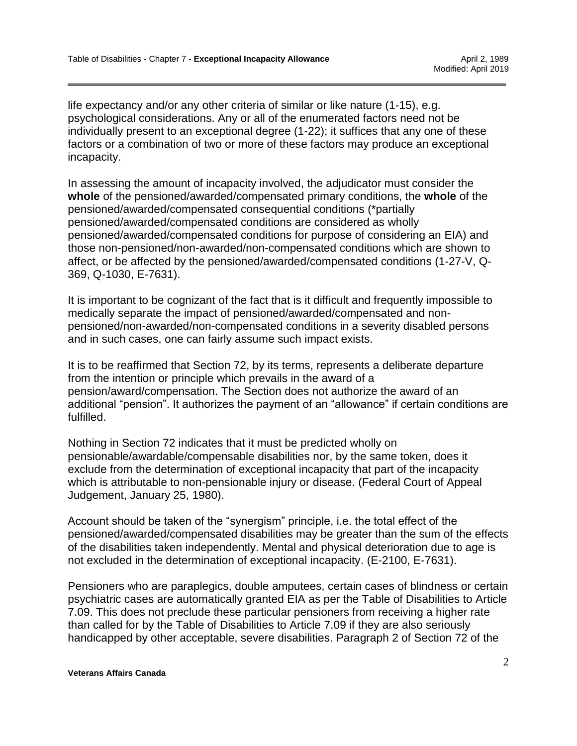life expectancy and/or any other criteria of similar or like nature (1-15), e.g. psychological considerations. Any or all of the enumerated factors need not be individually present to an exceptional degree (1-22); it suffices that any one of these factors or a combination of two or more of these factors may produce an exceptional incapacity.

In assessing the amount of incapacity involved, the adjudicator must consider the **whole** of the pensioned/awarded/compensated primary conditions, the **whole** of the pensioned/awarded/compensated consequential conditions (*partially pensioned/awarded/compensated conditions are considered as wholly pensioned/awarded/compensated conditions for purpose of considering an EIA) and those non-pensioned/non-awarded/non-compensated conditions which are shown to affect, or be affected by the pensioned/awarded/compensated conditions (1-27-V, Q-369, Q-1030, E-7631).

It is important to be cognizant of the fact that is it difficult and frequently impossible to medically separate the impact of pensioned/awarded/compensated and non-pensioned/non-awarded/non-compensated conditions in a severity disabled persons and in such cases, one can fairly assume such impact exists.

It is to be reaffirmed that Section 72, by its terms, represents a deliberate departure from the intention or principle which prevails in the award of a pension/award/compensation. The Section does not authorize the award of an additional "pension". It authorizes the payment of an "allowance" if certain conditions are fulfilled.

Nothing in Section 72 indicates that it must be predicted wholly on pensionable/awardable/compensable disabilities nor, by the same token, does it exclude from the determination of exceptional incapacity that part of the incapacity which is attributable to non-pensionable injury or disease. (Federal Court of Appeal Judgement, January 25, 1980).

Account should be taken of the "synergism" principle, i.e. the total effect of the pensioned/awarded/compensated disabilities may be greater than the sum of the effects of the disabilities taken independently. Mental and physical deterioration due to age is not excluded in the determination of exceptional incapacity. (E-2100, E-7631).

Pensioners who are paraplegics, double amputees, certain cases of blindness or certain psychiatric cases are automatically granted EIA as per the Table of Disabilities to Article 7.09. This does not preclude these particular pensioners from receiving a higher rate than called for by the Table of Disabilities to Article 7.09 if they are also seriously handicapped by other acceptable, severe disabilities. Paragraph 2 of Section 72 of the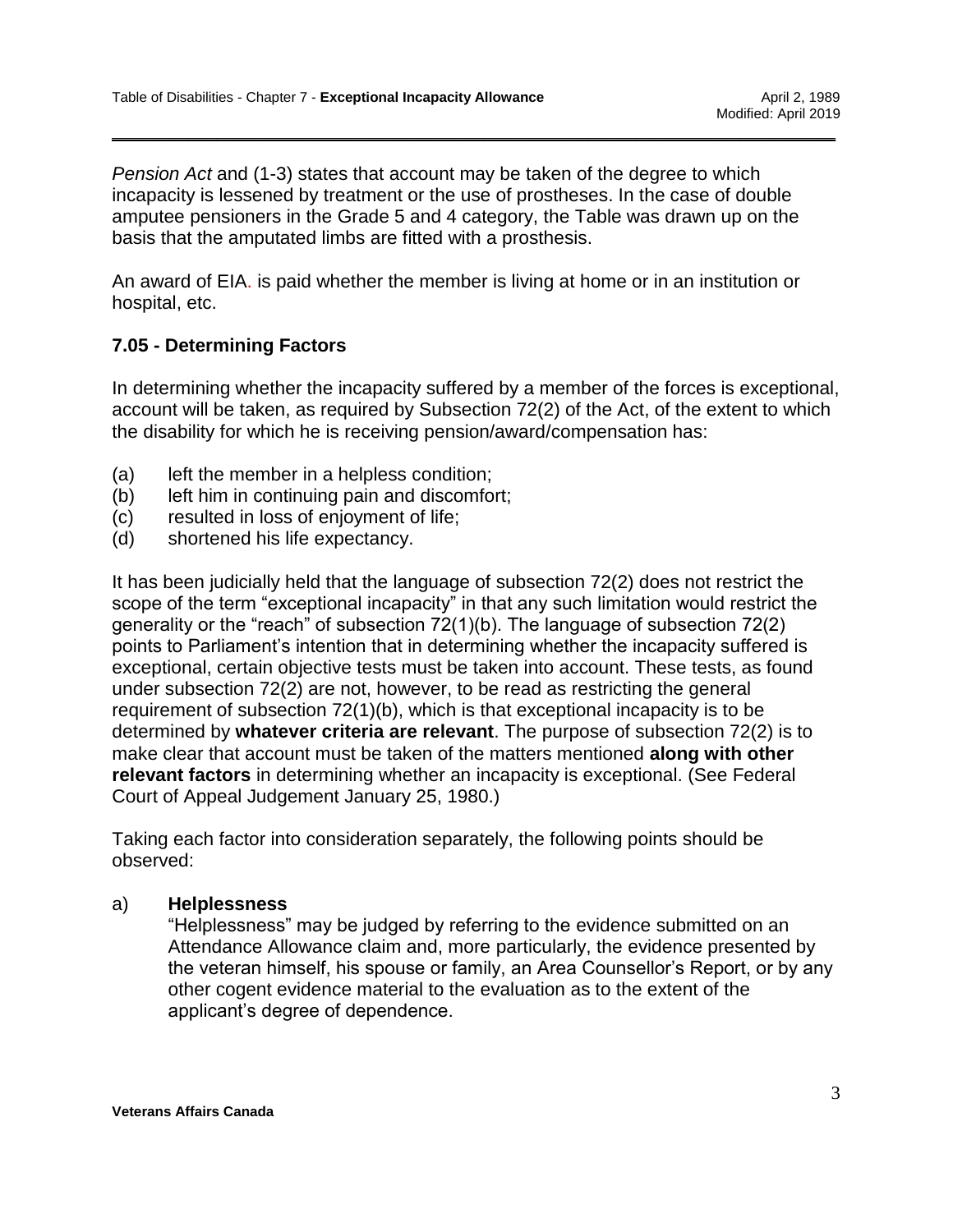*Pension Act* and (1-3) states that account may be taken of the degree to which incapacity is lessened by treatment or the use of prostheses. In the case of double amputee pensioners in the Grade 5 and 4 category, the Table was drawn up on the basis that the amputated limbs are fitted with a prosthesis.

An award of EIA. is paid whether the member is living at home or in an institution or hospital, etc.

### 7.05 - Determining Factors

In determining whether the incapacity suffered by a member of the forces is exceptional, account will be taken, as required by Subsection 72(2) of the Act, of the extent to which the disability for which he is receiving pension/award/compensation has:

(a) left the member in a helpless condition;
(b) left him in continuing pain and discomfort;
(c) resulted in loss of enjoyment of life;
(d) shortened his life expectancy.

It has been judicially held that the language of subsection 72(2) does not restrict the scope of the term "exceptional incapacity" in that any such limitation would restrict the generality or the "reach" of subsection 72(1)(b). The language of subsection 72(2) points to Parliament's intention that in determining whether the incapacity suffered is exceptional, certain objective tests must be taken into account. These tests, as found under subsection 72(2) are not, however, to be read as restricting the general requirement of subsection 72(1)(b), which is that exceptional incapacity is to be determined by **whatever criteria are relevant**. The purpose of subsection 72(2) is to make clear that account must be taken of the matters mentioned **along with other relevant factors** in determining whether an incapacity is exceptional. (See Federal Court of Appeal Judgement January 25, 1980.)

Taking each factor into consideration separately, the following points should be observed:

a) **Helplessness**

"Helplessness" may be judged by referring to the evidence submitted on an Attendance Allowance claim and, more particularly, the evidence presented by the veteran himself, his spouse or family, an Area Counsellor's Report, or by any other cogent evidence material to the evaluation as to the extent of the applicant's degree of dependence.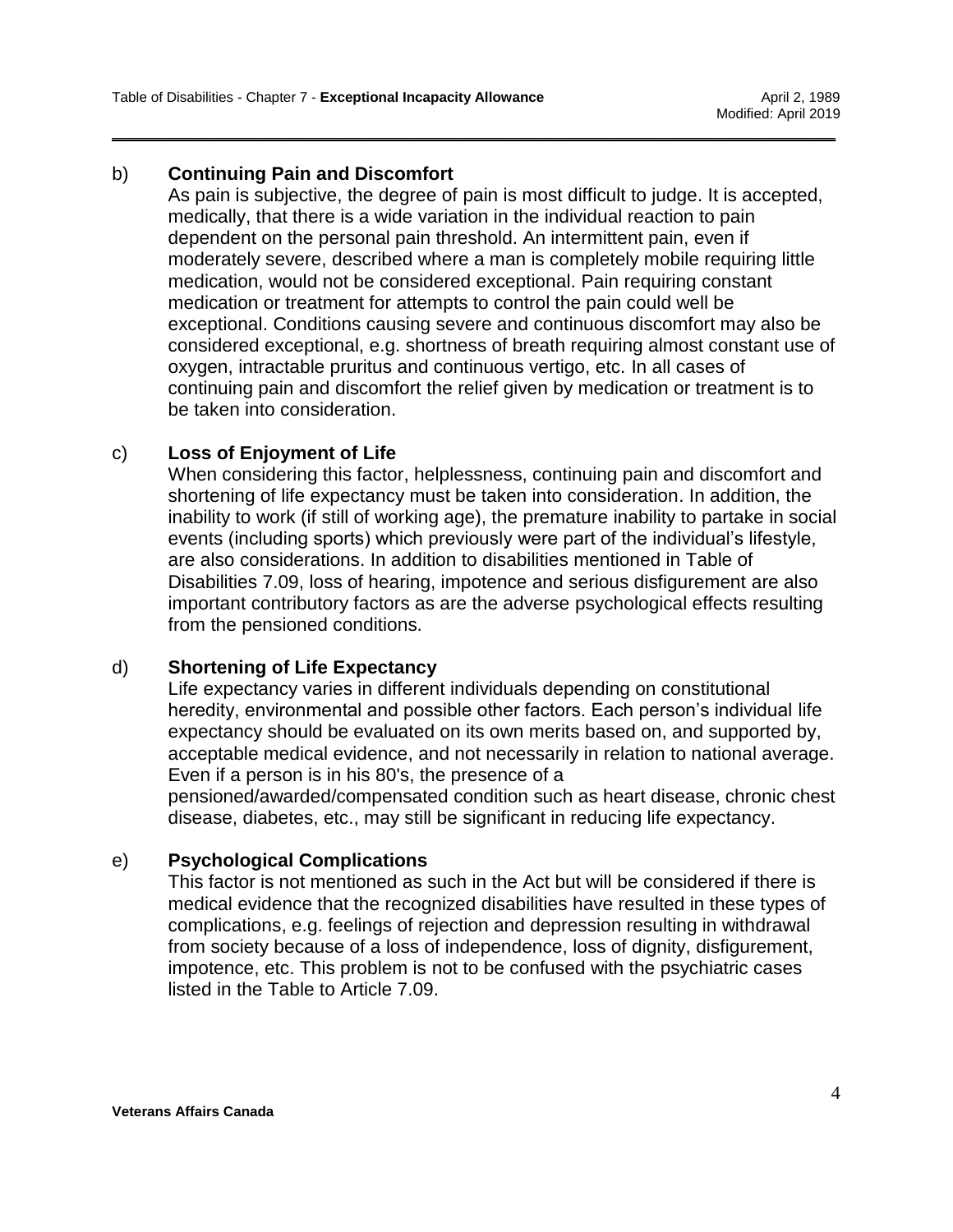b) **Continuing Pain and Discomfort**

As pain is subjective, the degree of pain is most difficult to judge. It is accepted, medically, that there is a wide variation in the individual reaction to pain dependent on the personal pain threshold. An intermittent pain, even if moderately severe, described where a man is completely mobile requiring little medication, would not be considered exceptional. Pain requiring constant medication or treatment for attempts to control the pain could well be exceptional. Conditions causing severe and continuous discomfort may also be considered exceptional, e.g. shortness of breath requiring almost constant use of oxygen, intractable pruritus and continuous vertigo, etc. In all cases of continuing pain and discomfort the relief given by medication or treatment is to be taken into consideration.

c) **Loss of Enjoyment of Life**

When considering this factor, helplessness, continuing pain and discomfort and shortening of life expectancy must be taken into consideration. In addition, the inability to work (if still of working age), the premature inability to partake in social events (including sports) which previously were part of the individual's lifestyle, are also considerations. In addition to disabilities mentioned in Table of Disabilities 7.09, loss of hearing, impotence and serious disfigurement are also important contributory factors as are the adverse psychological effects resulting from the pensioned conditions.

d) **Shortening of Life Expectancy**

Life expectancy varies in different individuals depending on constitutional heredity, environmental and possible other factors. Each person's individual life expectancy should be evaluated on its own merits based on, and supported by, acceptable medical evidence, and not necessarily in relation to national average. Even if a person is in his 80's, the presence of a pensioned/awarded/compensated condition such as heart disease, chronic chest disease, diabetes, etc., may still be significant in reducing life expectancy.

e) **Psychological Complications**

This factor is not mentioned as such in the Act but will be considered if there is medical evidence that the recognized disabilities have resulted in these types of complications, e.g. feelings of rejection and depression resulting in withdrawal from society because of a loss of independence, loss of dignity, disfigurement, impotence, etc. This problem is not to be confused with the psychiatric cases listed in the Table to Article 7.09.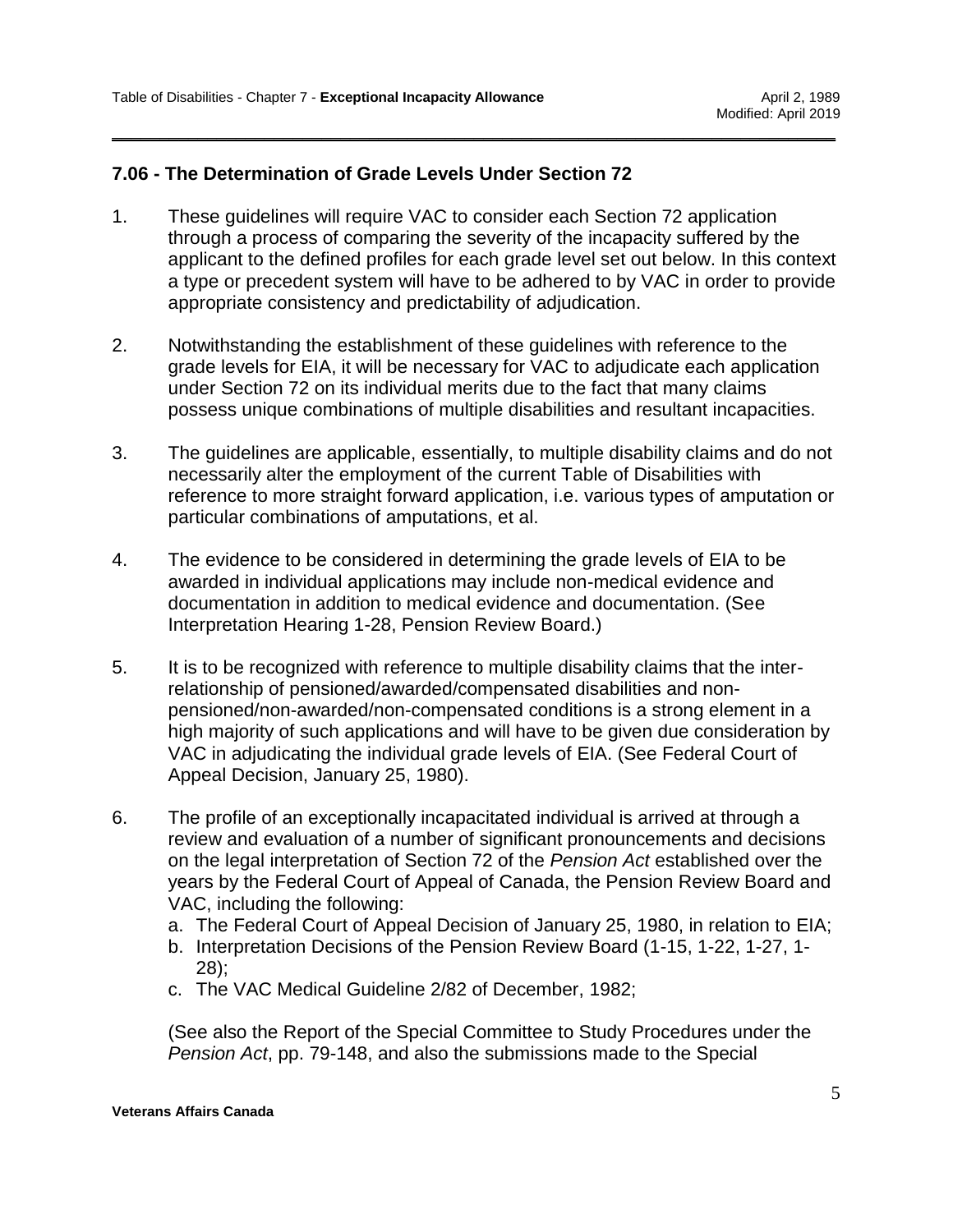## 7.06 - The Determination of Grade Levels Under Section 72

1. These guidelines will require VAC to consider each Section 72 application through a process of comparing the severity of the incapacity suffered by the applicant to the defined profiles for each grade level set out below. In this context a type or precedent system will have to be adhered to by VAC in order to provide appropriate consistency and predictability of adjudication.

2. Notwithstanding the establishment of these guidelines with reference to the grade levels for EIA, it will be necessary for VAC to adjudicate each application under Section 72 on its individual merits due to the fact that many claims possess unique combinations of multiple disabilities and resultant incapacities.

3. The guidelines are applicable, essentially, to multiple disability claims and do not necessarily alter the employment of the current Table of Disabilities with reference to more straight forward application, i.e. various types of amputation or particular combinations of amputations, et al.

4. The evidence to be considered in determining the grade levels of EIA to be awarded in individual applications may include non-medical evidence and documentation in addition to medical evidence and documentation. (See Interpretation Hearing 1-28, Pension Review Board.)

5. It is to be recognized with reference to multiple disability claims that the inter-relationship of pensioned/awarded/compensated disabilities and non-pensioned/non-awarded/non-compensated conditions is a strong element in a high majority of such applications and will have to be given due consideration by VAC in adjudicating the individual grade levels of EIA. (See Federal Court of Appeal Decision, January 25, 1980).

6. The profile of an exceptionally incapacitated individual is arrived at through a review and evaluation of a number of significant pronouncements and decisions on the legal interpretation of Section 72 of the *Pension Act* established over the years by the Federal Court of Appeal of Canada, the Pension Review Board and VAC, including the following:
   a. The Federal Court of Appeal Decision of January 25, 1980, in relation to EIA;
   b. Interpretation Decisions of the Pension Review Board (1-15, 1-22, 1-27, 1-28);
   c. The VAC Medical Guideline 2/82 of December, 1982;

   (See also the Report of the Special Committee to Study Procedures under the *Pension Act*, pp. 79-148, and also the submissions made to the Special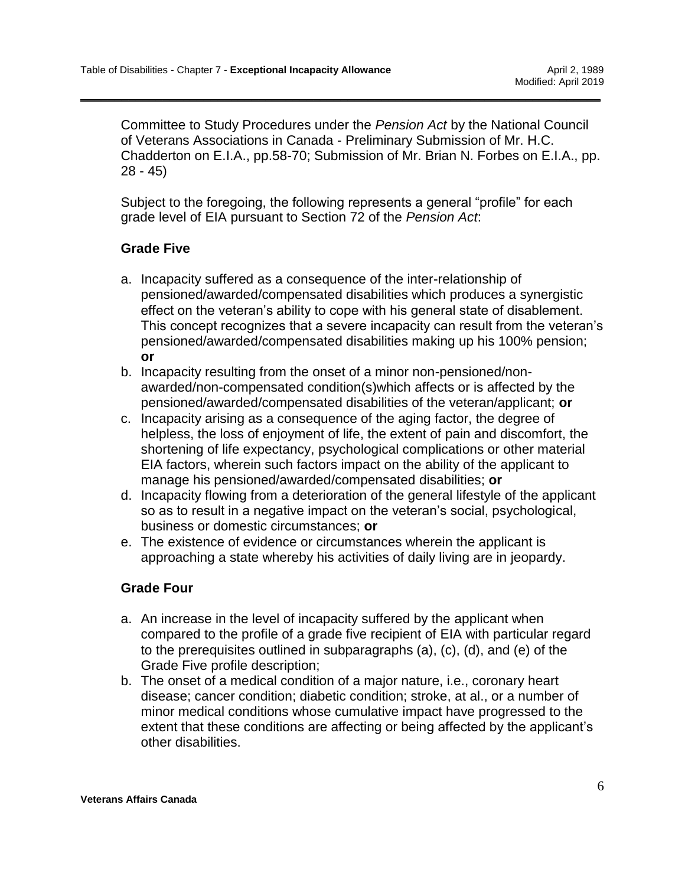Committee to Study Procedures under the *Pension Act* by the National Council of Veterans Associations in Canada - Preliminary Submission of Mr. H.C. Chadderton on E.I.A., pp.58-70; Submission of Mr. Brian N. Forbes on E.I.A., pp. 28 - 45)

Subject to the foregoing, the following represents a general "profile" for each grade level of EIA pursuant to Section 72 of the *Pension Act*:

### Grade Five

a. Incapacity suffered as a consequence of the inter-relationship of pensioned/awarded/compensated disabilities which produces a synergistic effect on the veteran's ability to cope with his general state of disablement. This concept recognizes that a severe incapacity can result from the veteran's pensioned/awarded/compensated disabilities making up his 100% pension; **or**
b. Incapacity resulting from the onset of a minor non-pensioned/non-awarded/non-compensated condition(s)which affects or is affected by the pensioned/awarded/compensated disabilities of the veteran/applicant; **or**
c. Incapacity arising as a consequence of the aging factor, the degree of helpless, the loss of enjoyment of life, the extent of pain and discomfort, the shortening of life expectancy, psychological complications or other material EIA factors, wherein such factors impact on the ability of the applicant to manage his pensioned/awarded/compensated disabilities; **or**
d. Incapacity flowing from a deterioration of the general lifestyle of the applicant so as to result in a negative impact on the veteran's social, psychological, business or domestic circumstances; **or**
e. The existence of evidence or circumstances wherein the applicant is approaching a state whereby his activities of daily living are in jeopardy.

### Grade Four

a. An increase in the level of incapacity suffered by the applicant when compared to the profile of a grade five recipient of EIA with particular regard to the prerequisites outlined in subparagraphs (a), (c), (d), and (e) of the Grade Five profile description;
b. The onset of a medical condition of a major nature, i.e., coronary heart disease; cancer condition; diabetic condition; stroke, at al., or a number of minor medical conditions whose cumulative impact have progressed to the extent that these conditions are affecting or being affected by the applicant's other disabilities.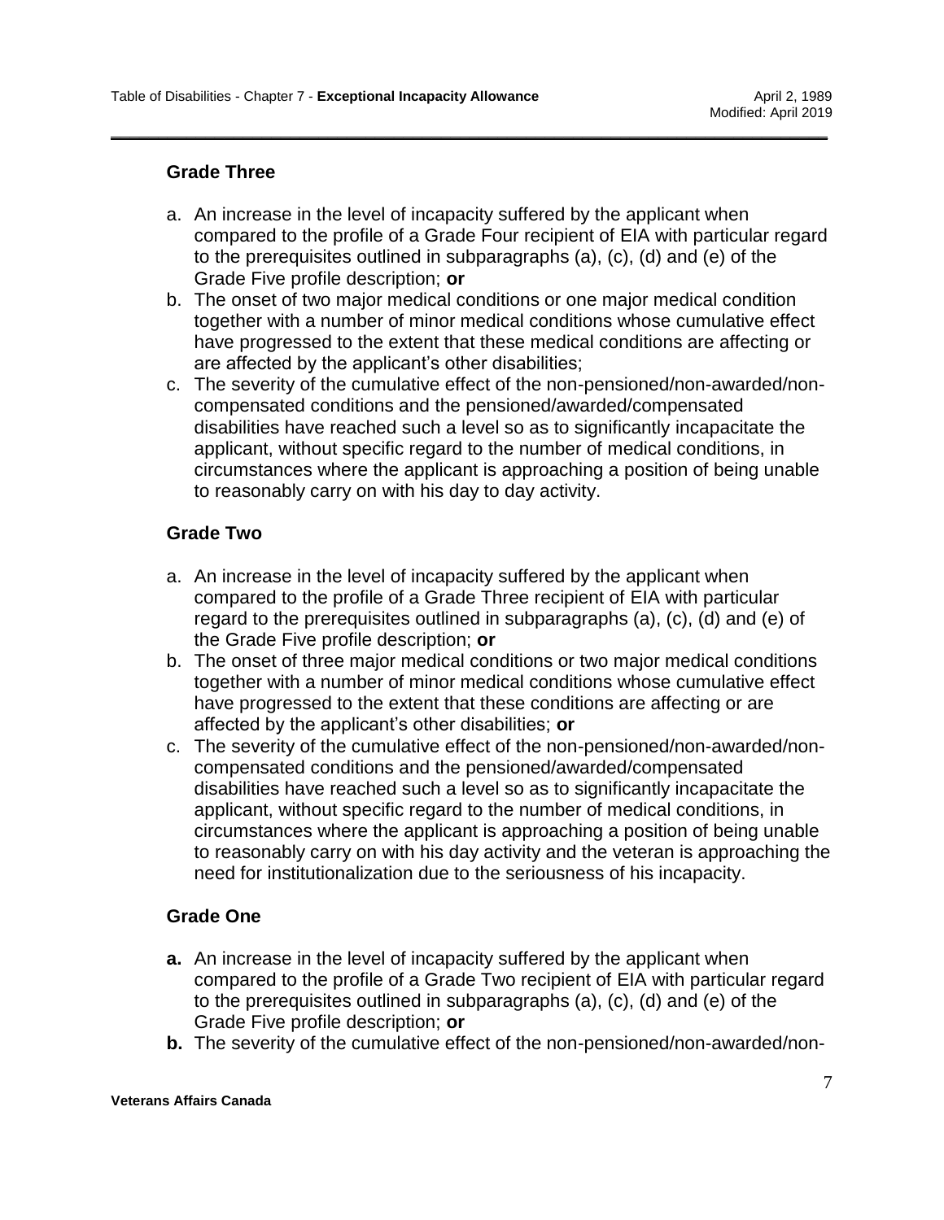### Grade Three

a. An increase in the level of incapacity suffered by the applicant when compared to the profile of a Grade Four recipient of EIA with particular regard to the prerequisites outlined in subparagraphs (a), (c), (d) and (e) of the Grade Five profile description; **or**
b. The onset of two major medical conditions or one major medical condition together with a number of minor medical conditions whose cumulative effect have progressed to the extent that these medical conditions are affecting or are affected by the applicant's other disabilities;
c. The severity of the cumulative effect of the non-pensioned/non-awarded/non-compensated conditions and the pensioned/awarded/compensated disabilities have reached such a level so as to significantly incapacitate the applicant, without specific regard to the number of medical conditions, in circumstances where the applicant is approaching a position of being unable to reasonably carry on with his day to day activity.

### Grade Two

a. An increase in the level of incapacity suffered by the applicant when compared to the profile of a Grade Three recipient of EIA with particular regard to the prerequisites outlined in subparagraphs (a), (c), (d) and (e) of the Grade Five profile description; **or**
b. The onset of three major medical conditions or two major medical conditions together with a number of minor medical conditions whose cumulative effect have progressed to the extent that these conditions are affecting or are affected by the applicant's other disabilities; **or**
c. The severity of the cumulative effect of the non-pensioned/non-awarded/non-compensated conditions and the pensioned/awarded/compensated disabilities have reached such a level so as to significantly incapacitate the applicant, without specific regard to the number of medical conditions, in circumstances where the applicant is approaching a position of being unable to reasonably carry on with his day activity and the veteran is approaching the need for institutionalization due to the seriousness of his incapacity.

### Grade One

**a.** An increase in the level of incapacity suffered by the applicant when compared to the profile of a Grade Two recipient of EIA with particular regard to the prerequisites outlined in subparagraphs (a), (c), (d) and (e) of the Grade Five profile description; **or**
**b.** The severity of the cumulative effect of the non-pensioned/non-awarded/non-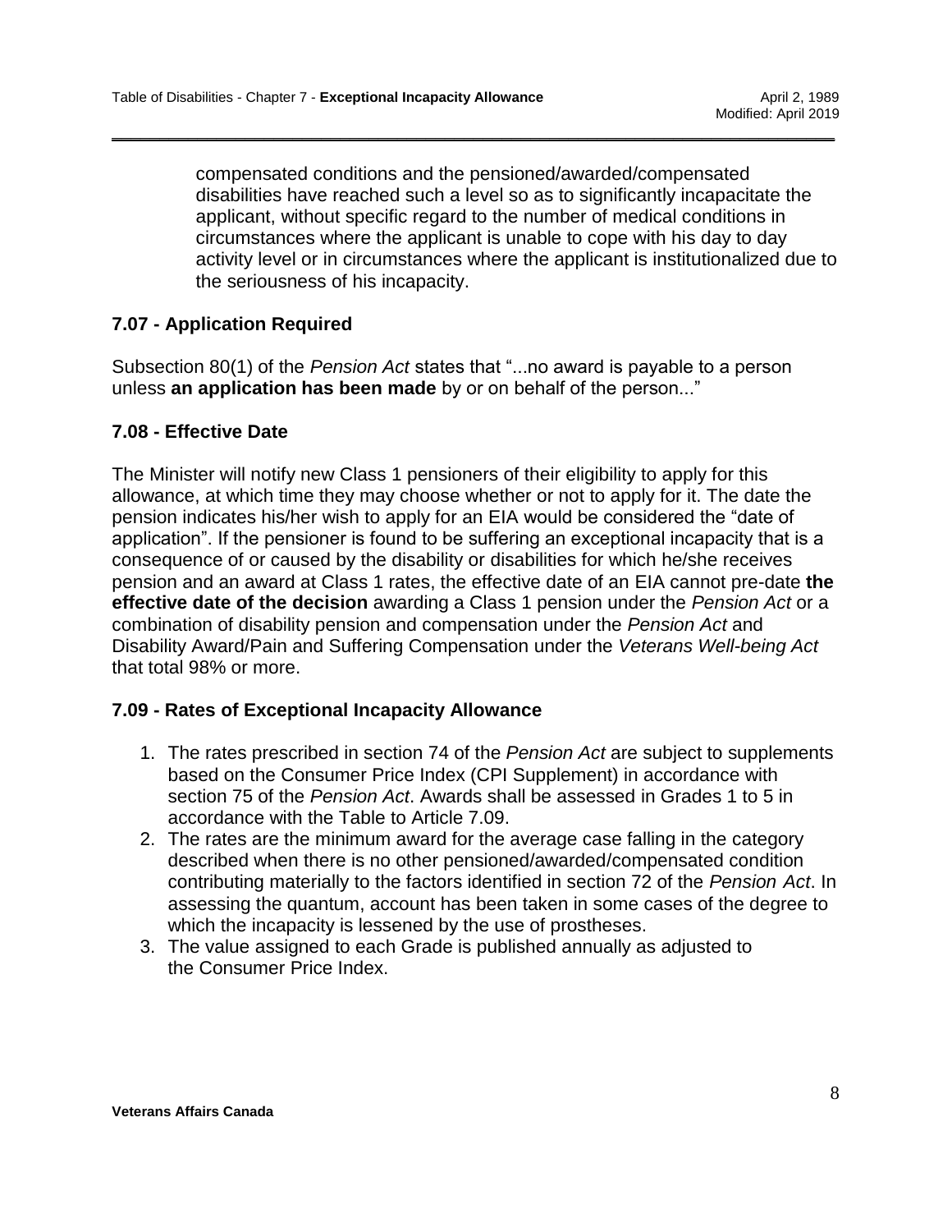compensated conditions and the pensioned/awarded/compensated disabilities have reached such a level so as to significantly incapacitate the applicant, without specific regard to the number of medical conditions in circumstances where the applicant is unable to cope with his day to day activity level or in circumstances where the applicant is institutionalized due to the seriousness of his incapacity.

### 7.07 - Application Required

Subsection 80(1) of the *Pension Act* states that "...no award is payable to a person unless **an application has been made** by or on behalf of the person..."

### 7.08 - Effective Date

The Minister will notify new Class 1 pensioners of their eligibility to apply for this allowance, at which time they may choose whether or not to apply for it. The date the pension indicates his/her wish to apply for an EIA would be considered the "date of application". If the pensioner is found to be suffering an exceptional incapacity that is a consequence of or caused by the disability or disabilities for which he/she receives pension and an award at Class 1 rates, the effective date of an EIA cannot pre-date **the effective date of the decision** awarding a Class 1 pension under the *Pension Act* or a combination of disability pension and compensation under the *Pension Act* and Disability Award/Pain and Suffering Compensation under the *Veterans Well-being Act* that total 98% or more.

### 7.09 - Rates of Exceptional Incapacity Allowance

1. The rates prescribed in section 74 of the *Pension Act* are subject to supplements based on the Consumer Price Index (CPI Supplement) in accordance with section 75 of the *Pension Act*. Awards shall be assessed in Grades 1 to 5 in accordance with the Table to Article 7.09.
2. The rates are the minimum award for the average case falling in the category described when there is no other pensioned/awarded/compensated condition contributing materially to the factors identified in section 72 of the *Pension Act*. In assessing the quantum, account has been taken in some cases of the degree to which the incapacity is lessened by the use of prostheses.
3. The value assigned to each Grade is published annually as adjusted to the Consumer Price Index.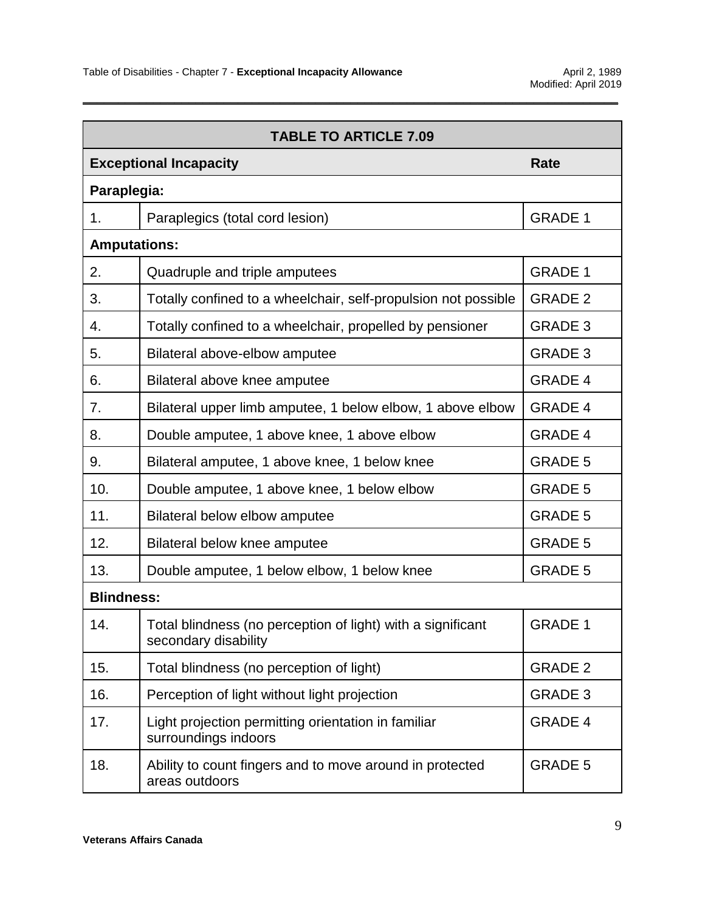| TABLE TO ARTICLE 7.09 | | |
|---|---|---|
| **Exceptional Incapacity** | | **Rate** |
| **Paraplegia:** | | |
| 1. | Paraplegics (total cord lesion) | GRADE 1 |
| **Amputations:** | | |
| 2. | Quadruple and triple amputees | GRADE 1 |
| 3. | Totally confined to a wheelchair, self-propulsion not possible | GRADE 2 |
| 4. | Totally confined to a wheelchair, propelled by pensioner | GRADE 3 |
| 5. | Bilateral above-elbow amputee | GRADE 3 |
| 6. | Bilateral above knee amputee | GRADE 4 |
| 7. | Bilateral upper limb amputee, 1 below elbow, 1 above elbow | GRADE 4 |
| 8. | Double amputee, 1 above knee, 1 above elbow | GRADE 4 |
| 9. | Bilateral amputee, 1 above knee, 1 below knee | GRADE 5 |
| 10. | Double amputee, 1 above knee, 1 below elbow | GRADE 5 |
| 11. | Bilateral below elbow amputee | GRADE 5 |
| 12. | Bilateral below knee amputee | GRADE 5 |
| 13. | Double amputee, 1 below elbow, 1 below knee | GRADE 5 |
| **Blindness:** | | |
| 14. | Total blindness (no perception of light) with a significant secondary disability | GRADE 1 |
| 15. | Total blindness (no perception of light) | GRADE 2 |
| 16. | Perception of light without light projection | GRADE 3 |
| 17. | Light projection permitting orientation in familiar surroundings indoors | GRADE 4 |
| 18. | Ability to count fingers and to move around in protected areas outdoors | GRADE 5 |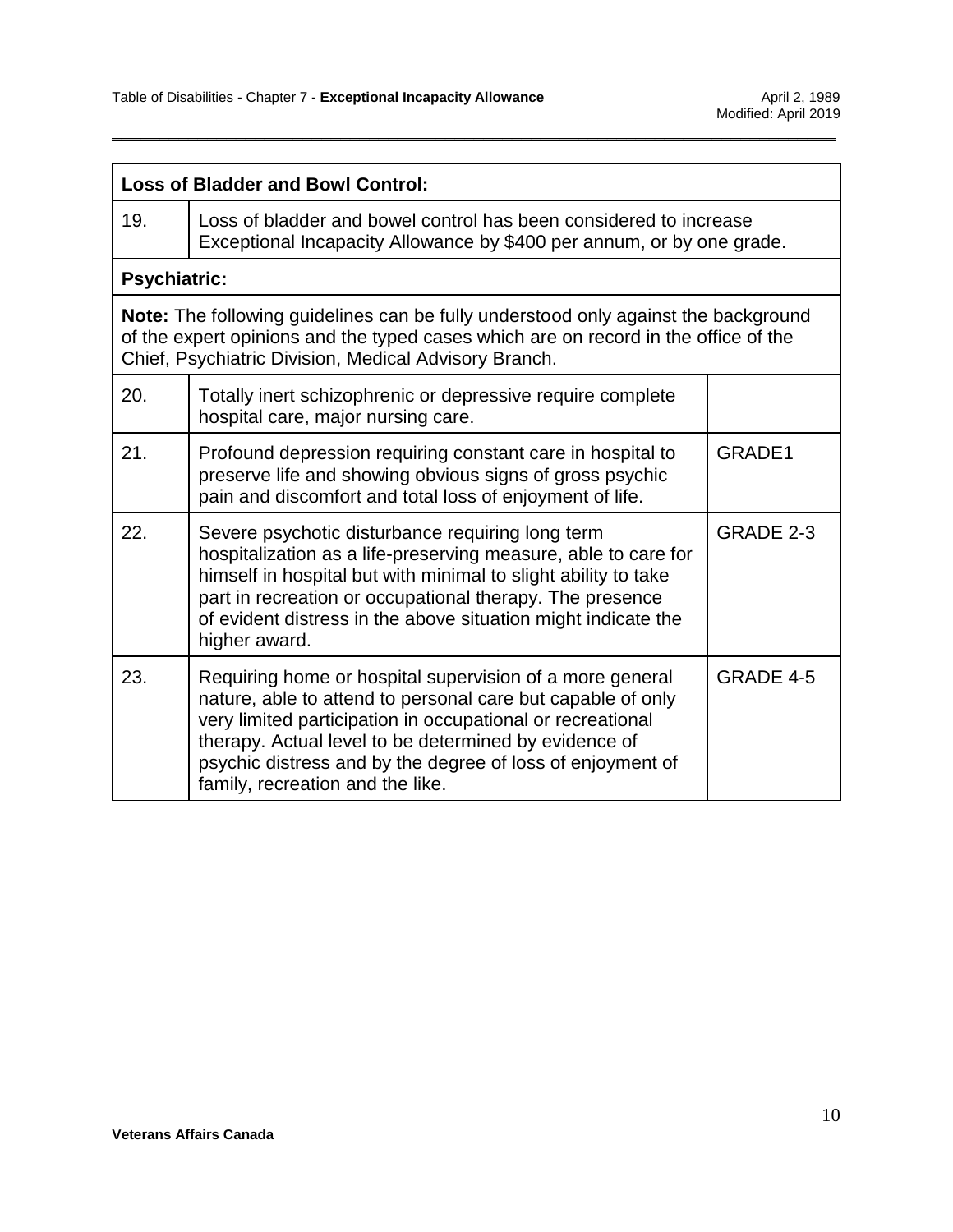| | | |
|---|---|---|
| **Loss of Bladder and Bowl Control:** | | |
| 19. | Loss of bladder and bowel control has been considered to increase Exceptional Incapacity Allowance by $400 per annum, or by one grade. | |
| **Psychiatric:** | | |
| **Note:** The following guidelines can be fully understood only against the background of the expert opinions and the typed cases which are on record in the office of the Chief, Psychiatric Division, Medical Advisory Branch. | | |
| 20. | Totally inert schizophrenic or depressive require complete hospital care, major nursing care. | |
| 21. | Profound depression requiring constant care in hospital to preserve life and showing obvious signs of gross psychic pain and discomfort and total loss of enjoyment of life. | GRADE1 |
| 22. | Severe psychotic disturbance requiring long term hospitalization as a life-preserving measure, able to care for himself in hospital but with minimal to slight ability to take part in recreation or occupational therapy. The presence of evident distress in the above situation might indicate the higher award. | GRADE 2-3 |
| 23. | Requiring home or hospital supervision of a more general nature, able to attend to personal care but capable of only very limited participation in occupational or recreational therapy. Actual level to be determined by evidence of psychic distress and by the degree of loss of enjoyment of family, recreation and the like. | GRADE 4-5 |